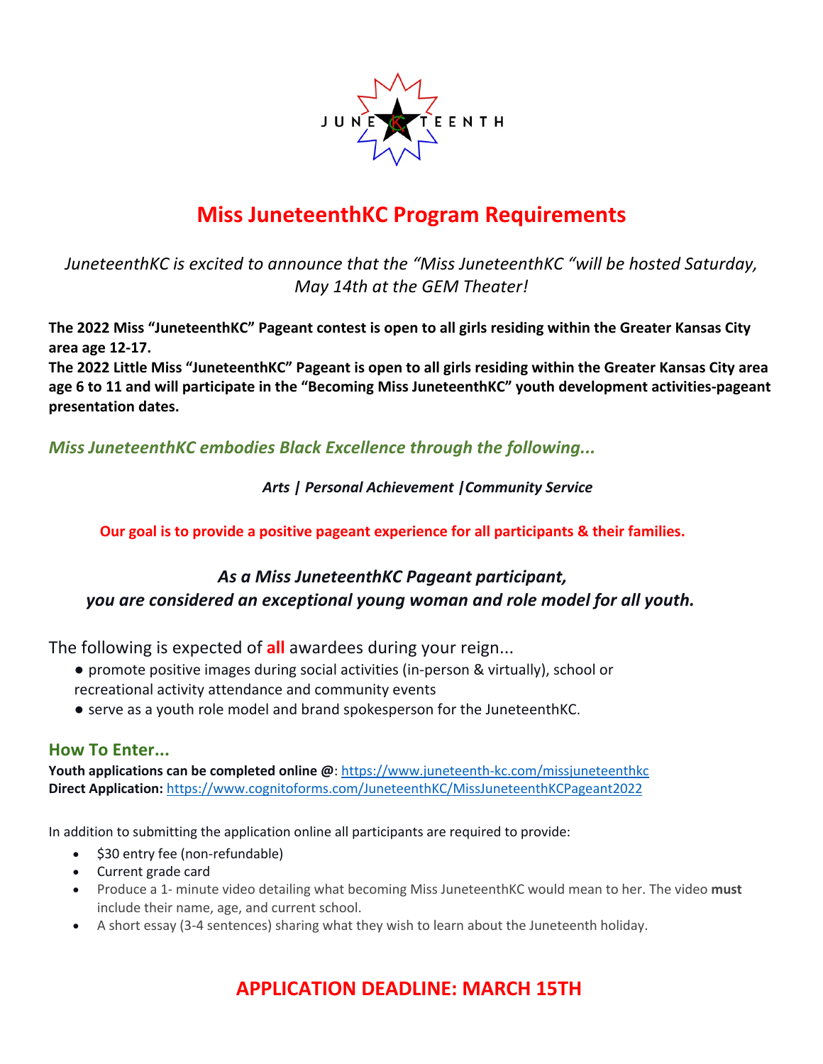JUNETEENTH

# Miss JuneteenthKC Program Requirements

*JuneteenthKC is excited to announce that the "Miss JuneteenthKC "will be hosted Saturday, May 14th at the GEM Theater!*

**The 2022 Miss "JuneteenthKC" Pageant contest is open to all girls residing within the Greater Kansas City area age 12-17.**
**The 2022 Little Miss "JuneteenthKC" Pageant is open to all girls residing within the Greater Kansas City area age 6 to 11 and will participate in the "Becoming Miss JuneteenthKC" youth development activities-pageant presentation dates.**

### *Miss JuneteenthKC embodies Black Excellence through the following...*

***Arts | Personal Achievement |Community Service***

**Our goal is to provide a positive pageant experience for all participants & their families.**

### *As a Miss JuneteenthKC Pageant participant, you are considered an exceptional young woman and role model for all youth.*

The following is expected of **all** awardees during your reign...

- promote positive images during social activities (in-person & virtually), school or recreational activity attendance and community events
- serve as a youth role model and brand spokesperson for the JuneteenthKC.

## How To Enter...

**Youth applications can be completed online @**: https://www.juneteenth-kc.com/missjuneteenthkc
**Direct Application:** https://www.cognitoforms.com/JuneteenthKC/MissJuneteenthKCPageant2022

In addition to submitting the application online all participants are required to provide:

- $30 entry fee (non-refundable)
- Current grade card
- Produce a 1- minute video detailing what becoming Miss JuneteenthKC would mean to her. The video **must** include their name, age, and current school.
- A short essay (3-4 sentences) sharing what they wish to learn about the Juneteenth holiday.

## APPLICATION DEADLINE: MARCH 15TH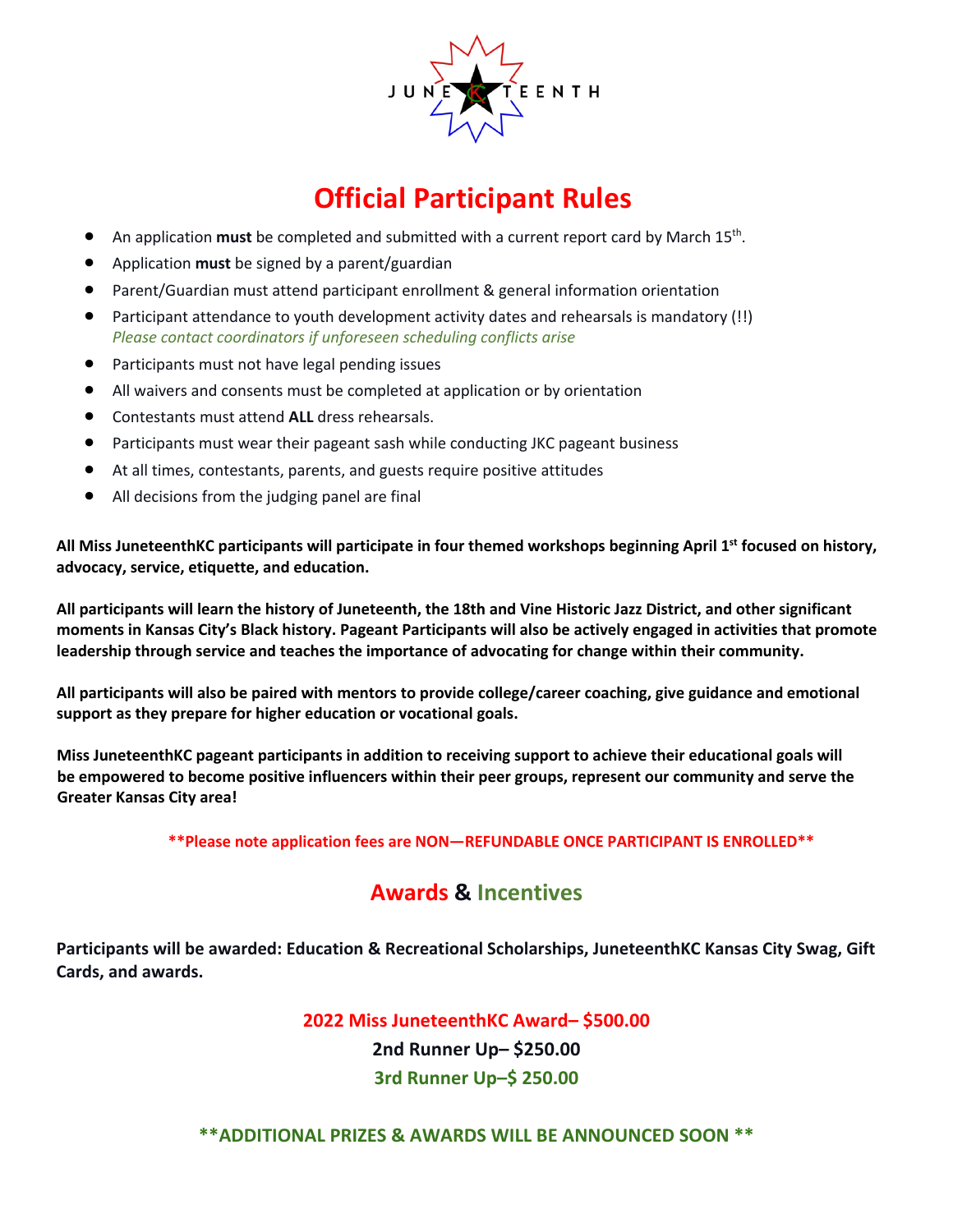JUNE TEENTH

# Official Participant Rules

- An application **must** be completed and submitted with a current report card by March 15th.
- Application **must** be signed by a parent/guardian
- Parent/Guardian must attend participant enrollment & general information orientation
- Participant attendance to youth development activity dates and rehearsals is mandatory (!!)
  *Please contact coordinators if unforeseen scheduling conflicts arise*
- Participants must not have legal pending issues
- All waivers and consents must be completed at application or by orientation
- Contestants must attend **ALL** dress rehearsals.
- Participants must wear their pageant sash while conducting JKC pageant business
- At all times, contestants, parents, and guests require positive attitudes
- All decisions from the judging panel are final

**All Miss JuneteenthKC participants will participate in four themed workshops beginning April 1st focused on history, advocacy, service, etiquette, and education.**

**All participants will learn the history of Juneteenth, the 18th and Vine Historic Jazz District, and other significant moments in Kansas City's Black history. Pageant Participants will also be actively engaged in activities that promote leadership through service and teaches the importance of advocating for change within their community.**

**All participants will also be paired with mentors to provide college/career coaching, give guidance and emotional support as they prepare for higher education or vocational goals.**

**Miss JuneteenthKC pageant participants in addition to receiving support to achieve their educational goals will be empowered to become positive influencers within their peer groups, represent our community and serve the Greater Kansas City area!**

**\*\*Please note application fees are NON—REFUNDABLE ONCE PARTICIPANT IS ENROLLED\*\***

## Awards & Incentives

**Participants will be awarded: Education & Recreational Scholarships, JuneteenthKC Kansas City Swag, Gift Cards, and awards.**

**2022 Miss JuneteenthKC Award– $500.00**

**2nd Runner Up– $250.00**

**3rd Runner Up–$ 250.00**

**\*\*ADDITIONAL PRIZES & AWARDS WILL BE ANNOUNCED SOON \*\***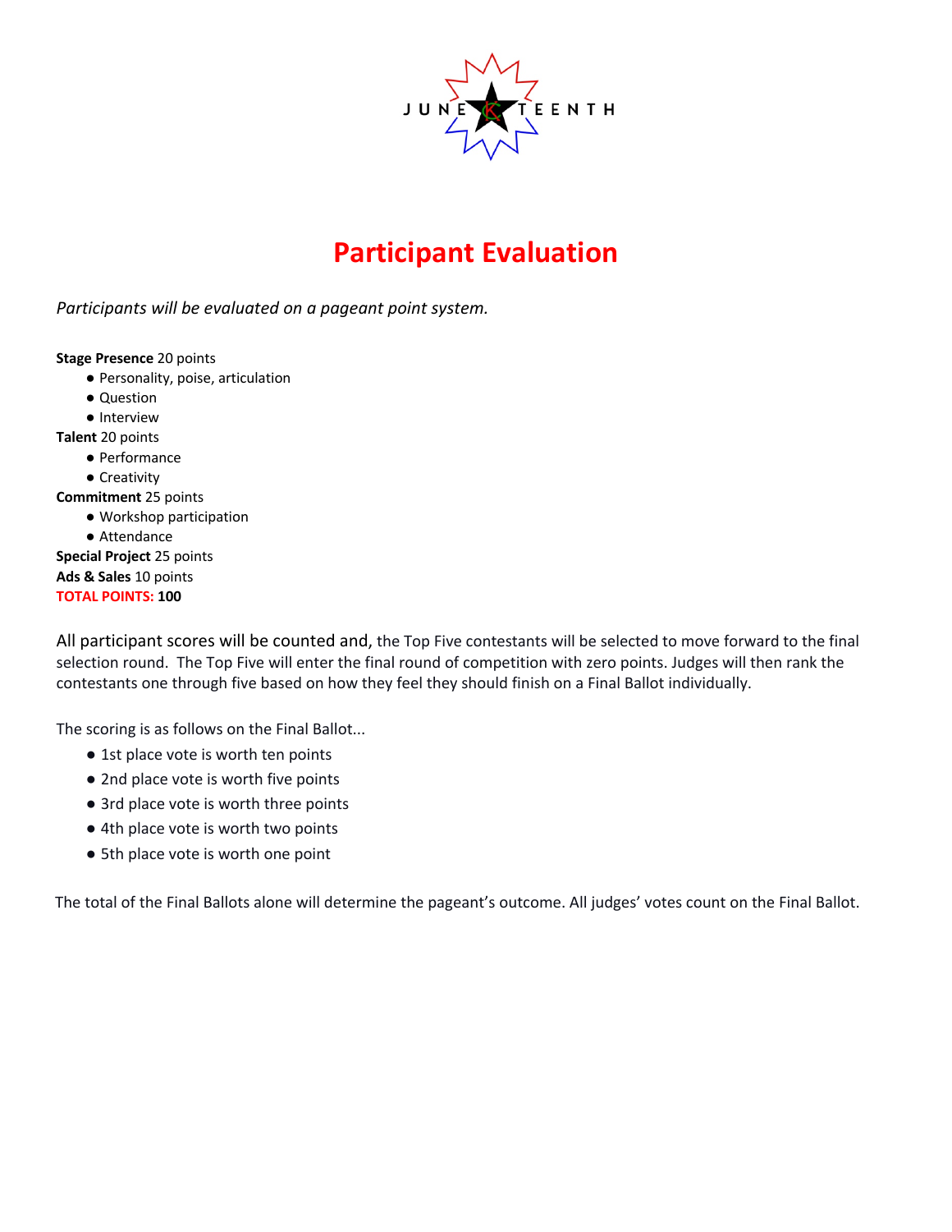# Participant Evaluation

*Participants will be evaluated on a pageant point system.*

**Stage Presence** 20 points

- Personality, poise, articulation
- Question
- Interview

**Talent** 20 points

- Performance
- Creativity

**Commitment** 25 points

- Workshop participation
- Attendance

**Special Project** 25 points

**Ads & Sales** 10 points

**TOTAL POINTS: 100**

All participant scores will be counted and, the Top Five contestants will be selected to move forward to the final selection round. The Top Five will enter the final round of competition with zero points. Judges will then rank the contestants one through five based on how they feel they should finish on a Final Ballot individually.

The scoring is as follows on the Final Ballot...

- 1st place vote is worth ten points
- 2nd place vote is worth five points
- 3rd place vote is worth three points
- 4th place vote is worth two points
- 5th place vote is worth one point

The total of the Final Ballots alone will determine the pageant's outcome. All judges' votes count on the Final Ballot.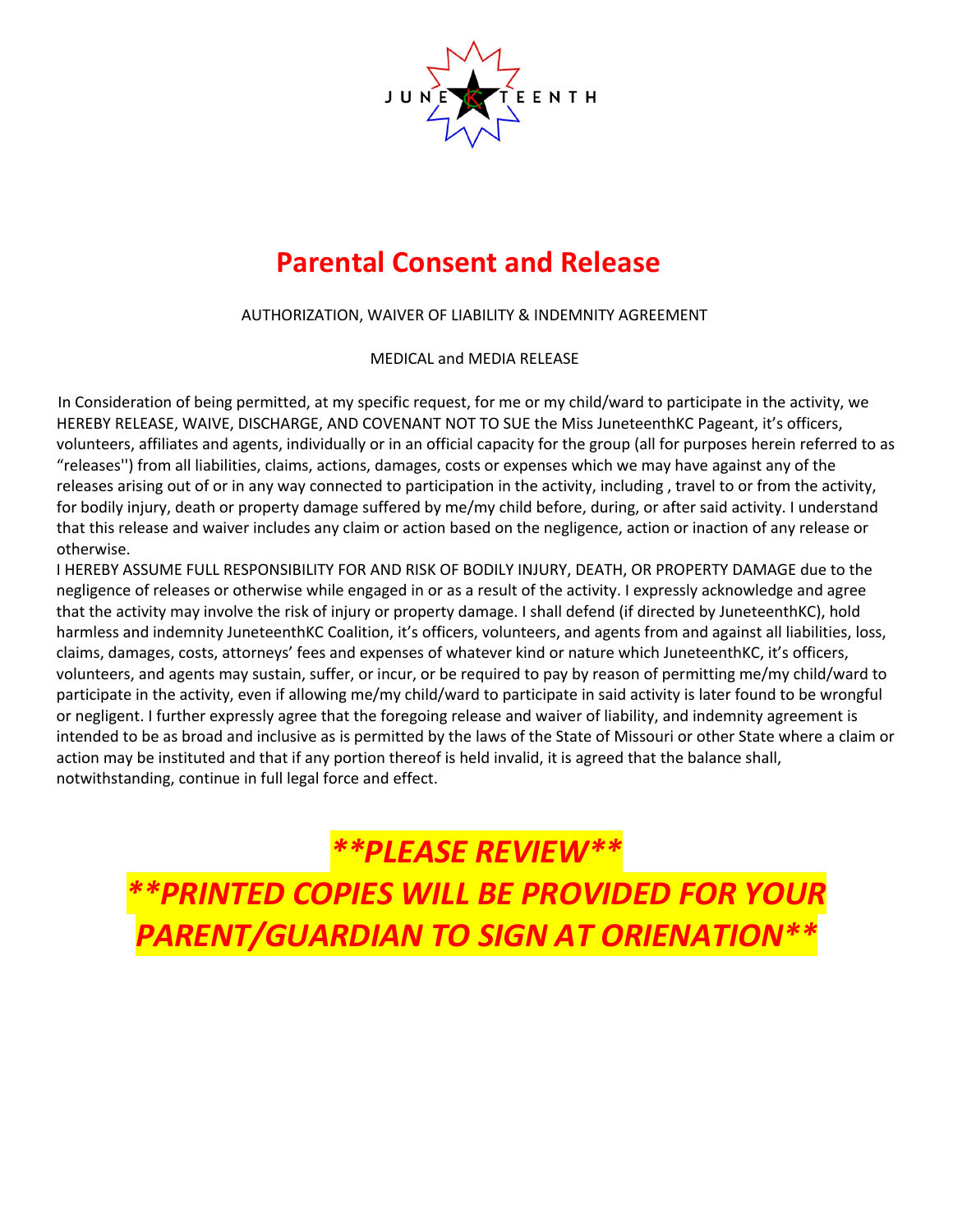JUNE K TEENTH

# Parental Consent and Release

AUTHORIZATION, WAIVER OF LIABILITY & INDEMNITY AGREEMENT

MEDICAL and MEDIA RELEASE

In Consideration of being permitted, at my specific request, for me or my child/ward to participate in the activity, we HEREBY RELEASE, WAIVE, DISCHARGE, AND COVENANT NOT TO SUE the Miss JuneteenthKC Pageant, it's officers, volunteers, affiliates and agents, individually or in an official capacity for the group (all for purposes herein referred to as "releases'') from all liabilities, claims, actions, damages, costs or expenses which we may have against any of the releases arising out of or in any way connected to participation in the activity, including , travel to or from the activity, for bodily injury, death or property damage suffered by me/my child before, during, or after said activity. I understand that this release and waiver includes any claim or action based on the negligence, action or inaction of any release or otherwise.
I HEREBY ASSUME FULL RESPONSIBILITY FOR AND RISK OF BODILY INJURY, DEATH, OR PROPERTY DAMAGE due to the negligence of releases or otherwise while engaged in or as a result of the activity. I expressly acknowledge and agree that the activity may involve the risk of injury or property damage. I shall defend (if directed by JuneteenthKC), hold harmless and indemnity JuneteenthKC Coalition, it's officers, volunteers, and agents from and against all liabilities, loss, claims, damages, costs, attorneys' fees and expenses of whatever kind or nature which JuneteenthKC, it's officers, volunteers, and agents may sustain, suffer, or incur, or be required to pay by reason of permitting me/my child/ward to participate in the activity, even if allowing me/my child/ward to participate in said activity is later found to be wrongful or negligent. I further expressly agree that the foregoing release and waiver of liability, and indemnity agreement is intended to be as broad and inclusive as is permitted by the laws of the State of Missouri or other State where a claim or action may be instituted and that if any portion thereof is held invalid, it is agreed that the balance shall, notwithstanding, continue in full legal force and effect.

***\*\*PLEASE REVIEW\*\****

***\*\*PRINTED COPIES WILL BE PROVIDED FOR YOUR PARENT/GUARDIAN TO SIGN AT ORIENATION\*\****